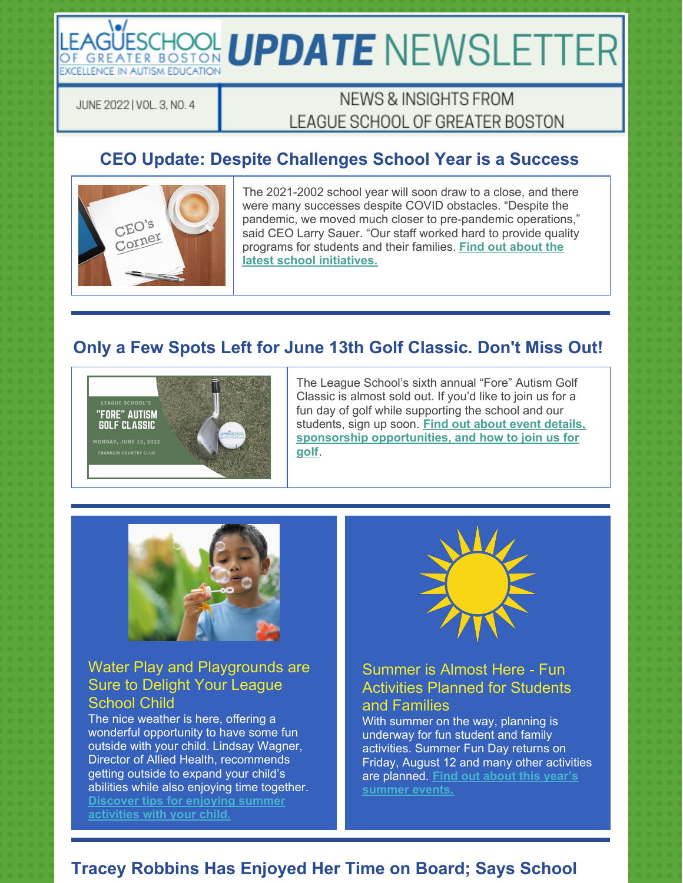# UPDATE NEWSLETTER

LEAGUE SCHOOL OF GREATER BOSTON — EXCELLENCE IN AUTISM EDUCATION

JUNE 2022 | VOL. 3, NO. 4

NEWS & INSIGHTS FROM LEAGUE SCHOOL OF GREATER BOSTON

## CEO Update: Despite Challenges School Year is a Success

The 2021-2002 school year will soon draw to a close, and there were many successes despite COVID obstacles. "Despite the pandemic, we moved much closer to pre-pandemic operations," said CEO Larry Sauer. "Our staff worked hard to provide quality programs for students and their families. **Find out about the latest school initiatives.**

## Only a Few Spots Left for June 13th Golf Classic. Don't Miss Out!

The League School's sixth annual "Fore" Autism Golf Classic is almost sold out. If you'd like to join us for a fun day of golf while supporting the school and our students, sign up soon. **Find out about event details, sponsorship opportunities, and how to join us for golf**.

### Water Play and Playgrounds are Sure to Delight Your League School Child

The nice weather is here, offering a wonderful opportunity to have some fun outside with your child. Lindsay Wagner, Director of Allied Health, recommends getting outside to expand your child's abilities while also enjoying time together. **Discover tips for enjoying summer activities with your child.**

### Summer is Almost Here - Fun Activities Planned for Students and Families

With summer on the way, planning is underway for fun student and family activities. Summer Fun Day returns on Friday, August 12 and many other activities are planned. **Find out about this year's summer events.**

## Tracey Robbins Has Enjoyed Her Time on Board; Says School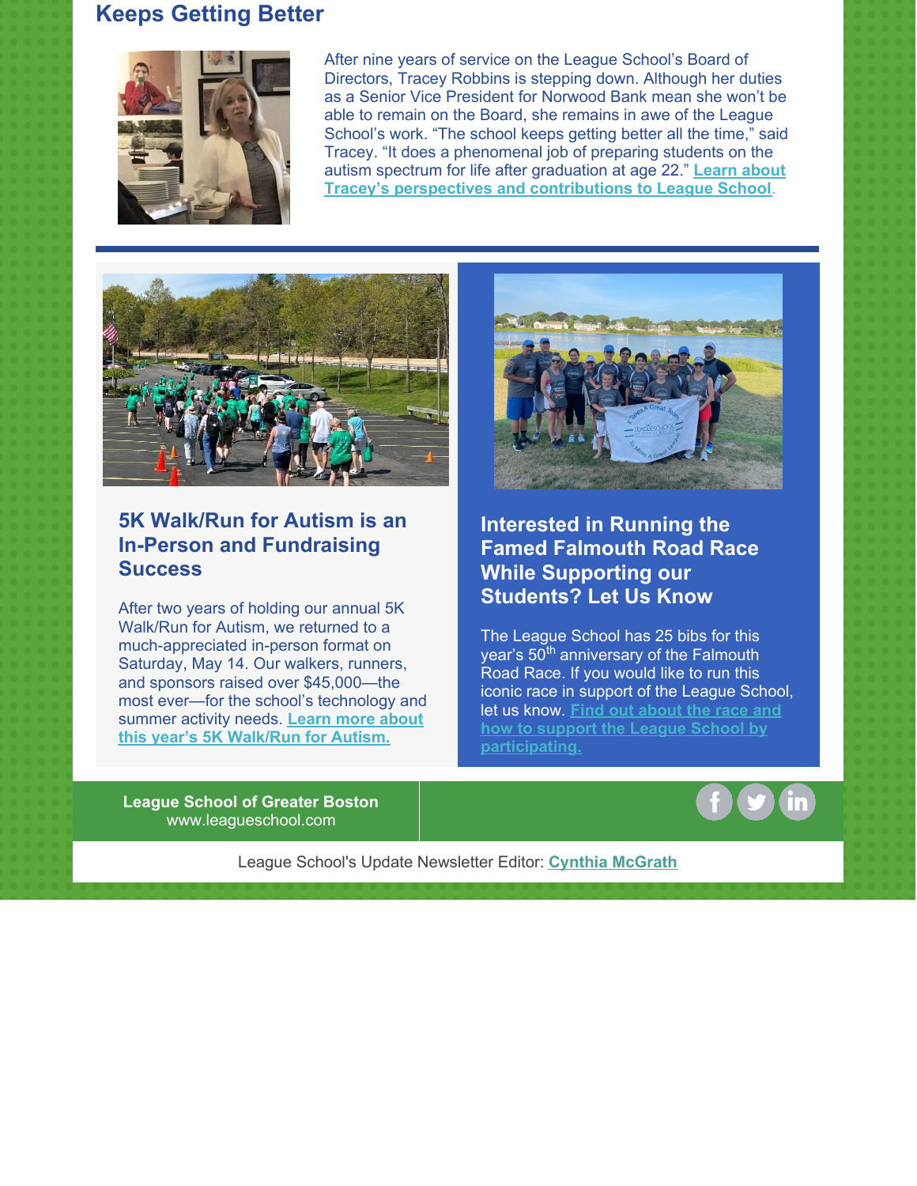## Keeps Getting Better

After nine years of service on the League School's Board of Directors, Tracey Robbins is stepping down. Although her duties as a Senior Vice President for Norwood Bank mean she won't be able to remain on the Board, she remains in awe of the League School's work. "The school keeps getting better all the time," said Tracey. "It does a phenomenal job of preparing students on the autism spectrum for life after graduation at age 22." Learn about Tracey's perspectives and contributions to League School.

### 5K Walk/Run for Autism is an In-Person and Fundraising Success

After two years of holding our annual 5K Walk/Run for Autism, we returned to a much-appreciated in-person format on Saturday, May 14. Our walkers, runners, and sponsors raised over $45,000—the most ever—for the school's technology and summer activity needs. Learn more about this year's 5K Walk/Run for Autism.

### Interested in Running the Famed Falmouth Road Race While Supporting our Students? Let Us Know

The League School has 25 bibs for this year's 50th anniversary of the Falmouth Road Race. If you would like to run this iconic race in support of the League School, let us know. Find out about the race and how to support the League School by participating.

**League School of Greater Boston**
www.leagueschool.com

League School's Update Newsletter Editor: Cynthia McGrath